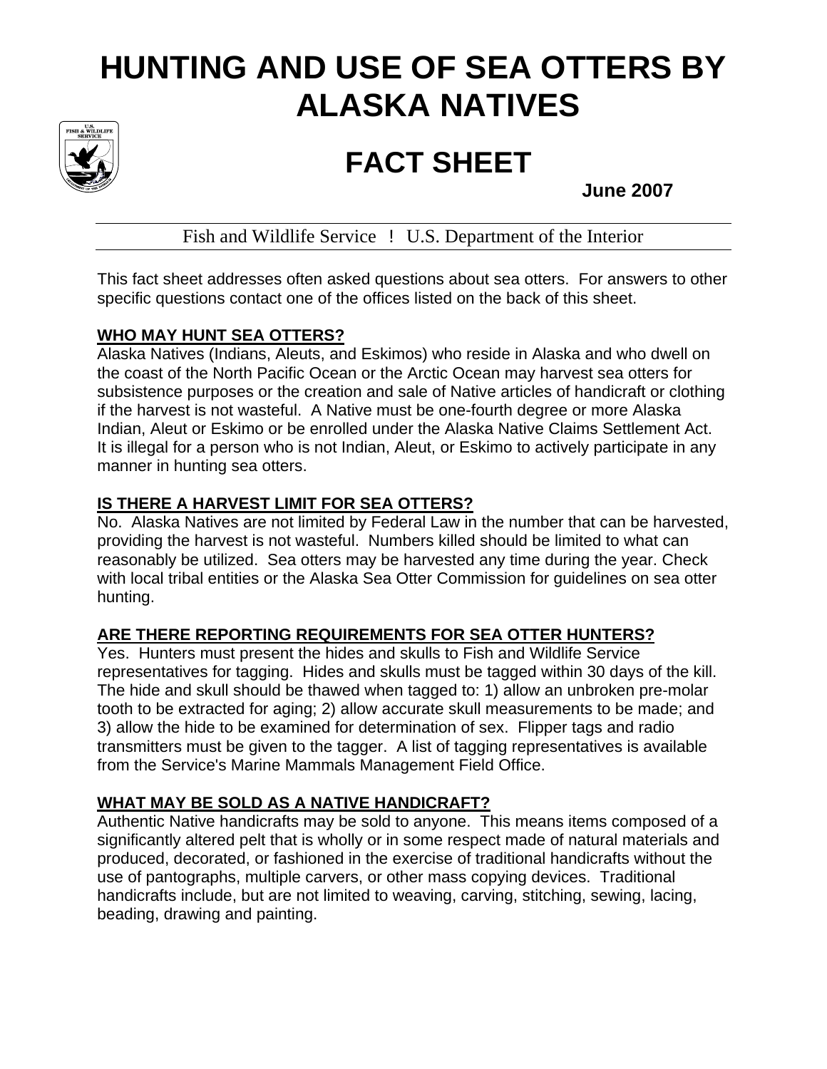# HUNTING AND USE OF SEA OTTERS BY ALASKA NATIVES

# FACT SHEET

**June 2007**

Fish and Wildlife Service ! U.S. Department of the Interior

This fact sheet addresses often asked questions about sea otters. For answers to other specific questions contact one of the offices listed on the back of this sheet.

## WHO MAY HUNT SEA OTTERS?

Alaska Natives (Indians, Aleuts, and Eskimos) who reside in Alaska and who dwell on the coast of the North Pacific Ocean or the Arctic Ocean may harvest sea otters for subsistence purposes or the creation and sale of Native articles of handicraft or clothing if the harvest is not wasteful. A Native must be one-fourth degree or more Alaska Indian, Aleut or Eskimo or be enrolled under the Alaska Native Claims Settlement Act. It is illegal for a person who is not Indian, Aleut, or Eskimo to actively participate in any manner in hunting sea otters.

## IS THERE A HARVEST LIMIT FOR SEA OTTERS?

No. Alaska Natives are not limited by Federal Law in the number that can be harvested, providing the harvest is not wasteful. Numbers killed should be limited to what can reasonably be utilized. Sea otters may be harvested any time during the year. Check with local tribal entities or the Alaska Sea Otter Commission for guidelines on sea otter hunting.

## ARE THERE REPORTING REQUIREMENTS FOR SEA OTTER HUNTERS?

Yes. Hunters must present the hides and skulls to Fish and Wildlife Service representatives for tagging. Hides and skulls must be tagged within 30 days of the kill. The hide and skull should be thawed when tagged to: 1) allow an unbroken pre-molar tooth to be extracted for aging; 2) allow accurate skull measurements to be made; and 3) allow the hide to be examined for determination of sex. Flipper tags and radio transmitters must be given to the tagger. A list of tagging representatives is available from the Service's Marine Mammals Management Field Office.

## WHAT MAY BE SOLD AS A NATIVE HANDICRAFT?

Authentic Native handicrafts may be sold to anyone. This means items composed of a significantly altered pelt that is wholly or in some respect made of natural materials and produced, decorated, or fashioned in the exercise of traditional handicrafts without the use of pantographs, multiple carvers, or other mass copying devices. Traditional handicrafts include, but are not limited to weaving, carving, stitching, sewing, lacing, beading, drawing and painting.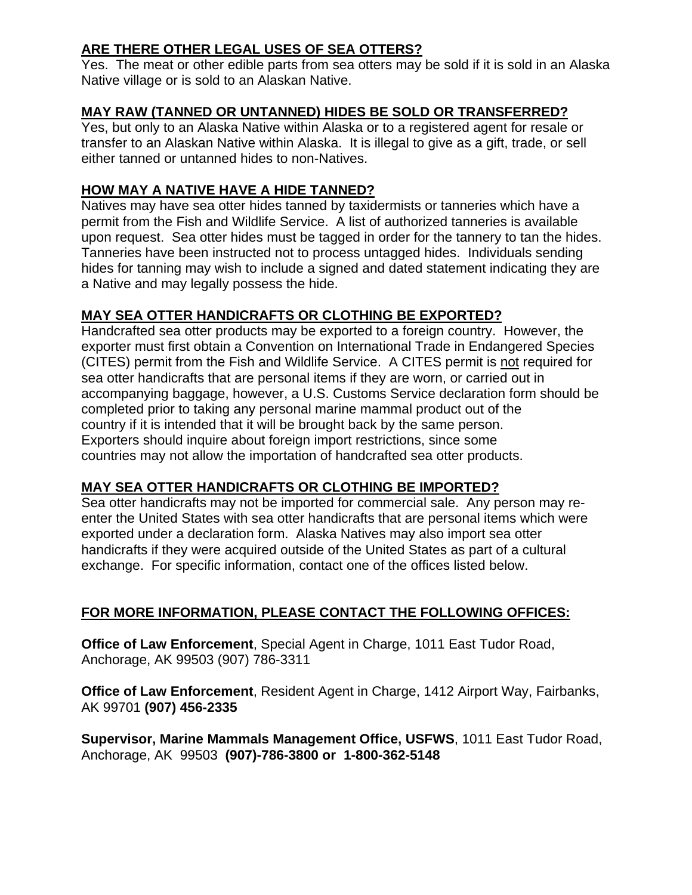## ARE THERE OTHER LEGAL USES OF SEA OTTERS?

Yes. The meat or other edible parts from sea otters may be sold if it is sold in an Alaska Native village or is sold to an Alaskan Native.

## MAY RAW (TANNED OR UNTANNED) HIDES BE SOLD OR TRANSFERRED?

Yes, but only to an Alaska Native within Alaska or to a registered agent for resale or transfer to an Alaskan Native within Alaska. It is illegal to give as a gift, trade, or sell either tanned or untanned hides to non-Natives.

## HOW MAY A NATIVE HAVE A HIDE TANNED?

Natives may have sea otter hides tanned by taxidermists or tanneries which have a permit from the Fish and Wildlife Service. A list of authorized tanneries is available upon request. Sea otter hides must be tagged in order for the tannery to tan the hides. Tanneries have been instructed not to process untagged hides. Individuals sending hides for tanning may wish to include a signed and dated statement indicating they are a Native and may legally possess the hide.

## MAY SEA OTTER HANDICRAFTS OR CLOTHING BE EXPORTED?

Handcrafted sea otter products may be exported to a foreign country. However, the exporter must first obtain a Convention on International Trade in Endangered Species (CITES) permit from the Fish and Wildlife Service. A CITES permit is not required for sea otter handicrafts that are personal items if they are worn, or carried out in accompanying baggage, however, a U.S. Customs Service declaration form should be completed prior to taking any personal marine mammal product out of the country if it is intended that it will be brought back by the same person. Exporters should inquire about foreign import restrictions, since some countries may not allow the importation of handcrafted sea otter products.

## MAY SEA OTTER HANDICRAFTS OR CLOTHING BE IMPORTED?

Sea otter handicrafts may not be imported for commercial sale. Any person may re-enter the United States with sea otter handicrafts that are personal items which were exported under a declaration form. Alaska Natives may also import sea otter handicrafts if they were acquired outside of the United States as part of a cultural exchange. For specific information, contact one of the offices listed below.

## FOR MORE INFORMATION, PLEASE CONTACT THE FOLLOWING OFFICES:

**Office of Law Enforcement**, Special Agent in Charge, 1011 East Tudor Road, Anchorage, AK 99503 (907) 786-3311

**Office of Law Enforcement**, Resident Agent in Charge, 1412 Airport Way, Fairbanks, AK 99701 **(907) 456-2335**

**Supervisor, Marine Mammals Management Office, USFWS**, 1011 East Tudor Road, Anchorage, AK 99503 **(907)-786-3800 or 1-800-362-5148**